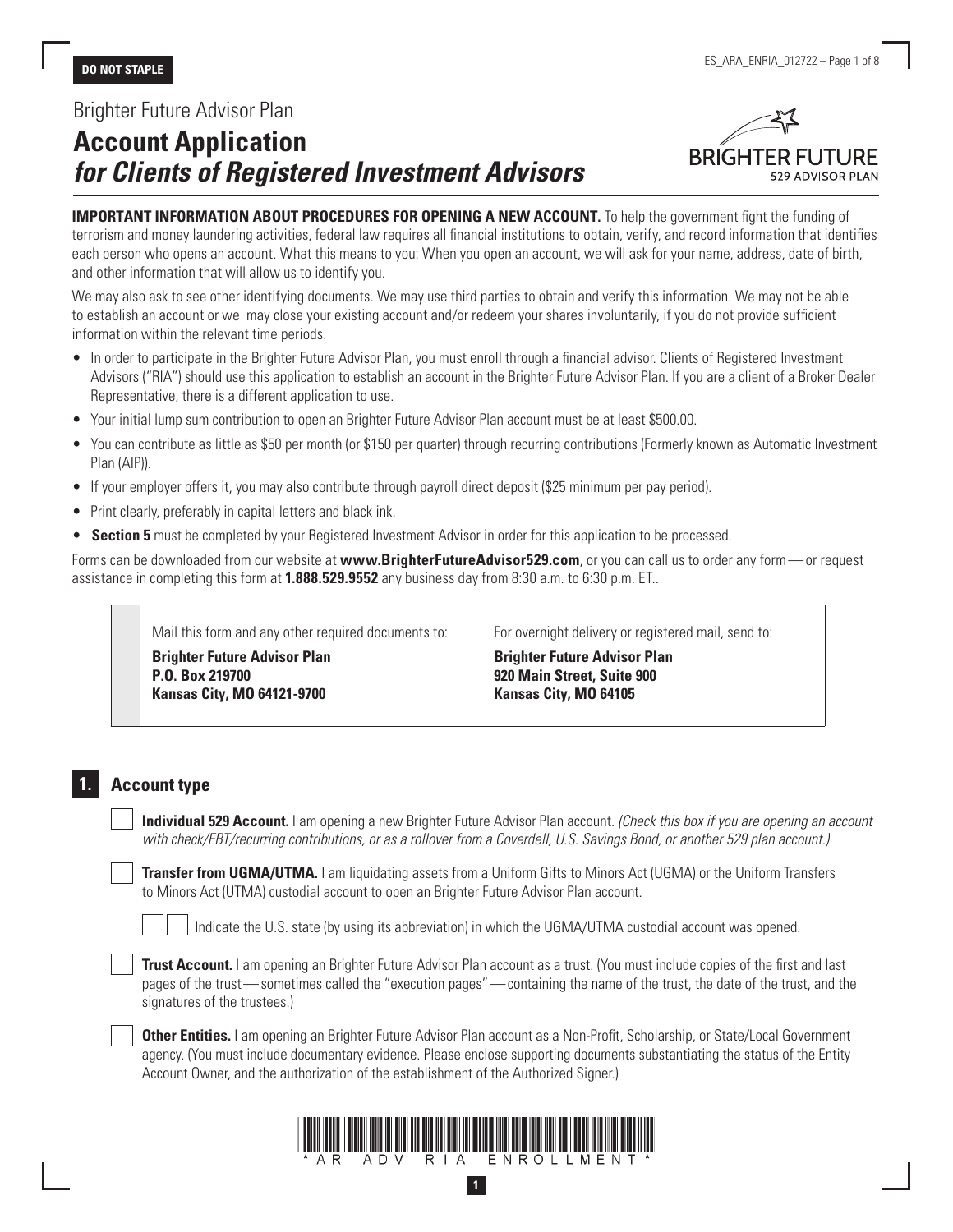**DO NOT STAPLE**

Brighter Future Advisor Plan

# Account Application *for Clients of Registered Investment Advisors*

**IMPORTANT INFORMATION ABOUT PROCEDURES FOR OPENING A NEW ACCOUNT.** To help the government fight the funding of terrorism and money laundering activities, federal law requires all financial institutions to obtain, verify, and record information that identifies each person who opens an account. What this means to you: When you open an account, we will ask for your name, address, date of birth, and other information that will allow us to identify you.

We may also ask to see other identifying documents. We may use third parties to obtain and verify this information. We may not be able to establish an account or we may close your existing account and/or redeem your shares involuntarily, if you do not provide sufficient information within the relevant time periods.

- In order to participate in the Brighter Future Advisor Plan, you must enroll through a financial advisor. Clients of Registered Investment Advisors ("RIA") should use this application to establish an account in the Brighter Future Advisor Plan. If you are a client of a Broker Dealer Representative, there is a different application to use.
- Your initial lump sum contribution to open an Brighter Future Advisor Plan account must be at least $500.00.
- You can contribute as little as $50 per month (or $150 per quarter) through recurring contributions (Formerly known as Automatic Investment Plan (AIP)).
- If your employer offers it, you may also contribute through payroll direct deposit ($25 minimum per pay period).
- Print clearly, preferably in capital letters and black ink.
- **Section 5** must be completed by your Registered Investment Advisor in order for this application to be processed.

Forms can be downloaded from our website at **www.BrighterFutureAdvisor529.com**, or you can call us to order any form — or request assistance in completing this form at **1.888.529.9552** any business day from 8:30 a.m. to 6:30 p.m. ET..

Mail this form and any other required documents to:

**Brighter Future Advisor Plan**
**P.O. Box 219700**
**Kansas City, MO 64121-9700**

For overnight delivery or registered mail, send to:

**Brighter Future Advisor Plan**
**920 Main Street, Suite 900**
**Kansas City, MO 64105**

## 1. Account type

☐ **Individual 529 Account.** I am opening a new Brighter Future Advisor Plan account. *(Check this box if you are opening an account with check/EBT/recurring contributions, or as a rollover from a Coverdell, U.S. Savings Bond, or another 529 plan account.)*

☐ **Transfer from UGMA/UTMA.** I am liquidating assets from a Uniform Gifts to Minors Act (UGMA) or the Uniform Transfers to Minors Act (UTMA) custodial account to open an Brighter Future Advisor Plan account.

☐☐ Indicate the U.S. state (by using its abbreviation) in which the UGMA/UTMA custodial account was opened.

☐ **Trust Account.** I am opening an Brighter Future Advisor Plan account as a trust. (You must include copies of the first and last pages of the trust — sometimes called the "execution pages" — containing the name of the trust, the date of the trust, and the signatures of the trustees.)

☐ **Other Entities.** I am opening an Brighter Future Advisor Plan account as a Non-Profit, Scholarship, or State/Local Government agency. (You must include documentary evidence. Please enclose supporting documents substantiating the status of the Entity Account Owner, and the authorization of the establishment of the Authorized Signer.)

\*AR ADV RIA ENROLLMENT\*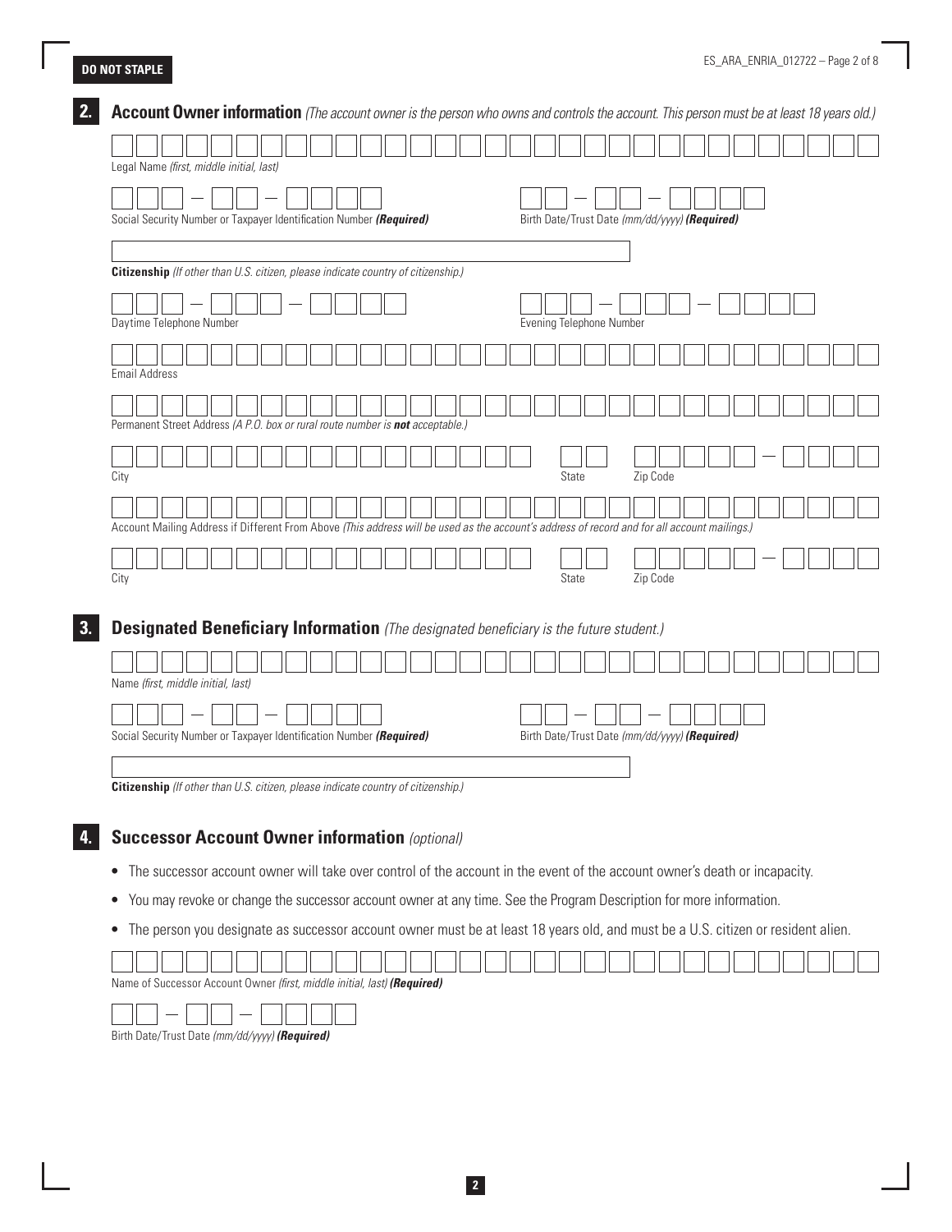**DO NOT STAPLE**

## 2. Account Owner information *(The account owner is the person who owns and controls the account. This person must be at least 18 years old.)*

Legal Name *(first, middle initial, last)*

Social Security Number or Taxpayer Identification Number ***(Required)***

Birth Date/Trust Date *(mm/dd/yyyy)* ***(Required)***

**Citizenship** *(If other than U.S. citizen, please indicate country of citizenship.)*

Daytime Telephone Number

Evening Telephone Number

Email Address

Permanent Street Address *(A P.O. box or rural route number is **not** acceptable.)*

City

State

Zip Code

Account Mailing Address if Different From Above *(This address will be used as the account's address of record and for all account mailings.)*

City

State

Zip Code

## 3. Designated Beneficiary Information *(The designated beneficiary is the future student.)*

Name *(first, middle initial, last)*

Social Security Number or Taxpayer Identification Number ***(Required)***

Birth Date/Trust Date *(mm/dd/yyyy)* ***(Required)***

**Citizenship** *(If other than U.S. citizen, please indicate country of citizenship.)*

## 4. Successor Account Owner information *(optional)*

- The successor account owner will take over control of the account in the event of the account owner's death or incapacity.
- You may revoke or change the successor account owner at any time. See the Program Description for more information.
- The person you designate as successor account owner must be at least 18 years old, and must be a U.S. citizen or resident alien.

Name of Successor Account Owner *(first, middle initial, last)* ***(Required)***

Birth Date/Trust Date *(mm/dd/yyyy)* ***(Required)***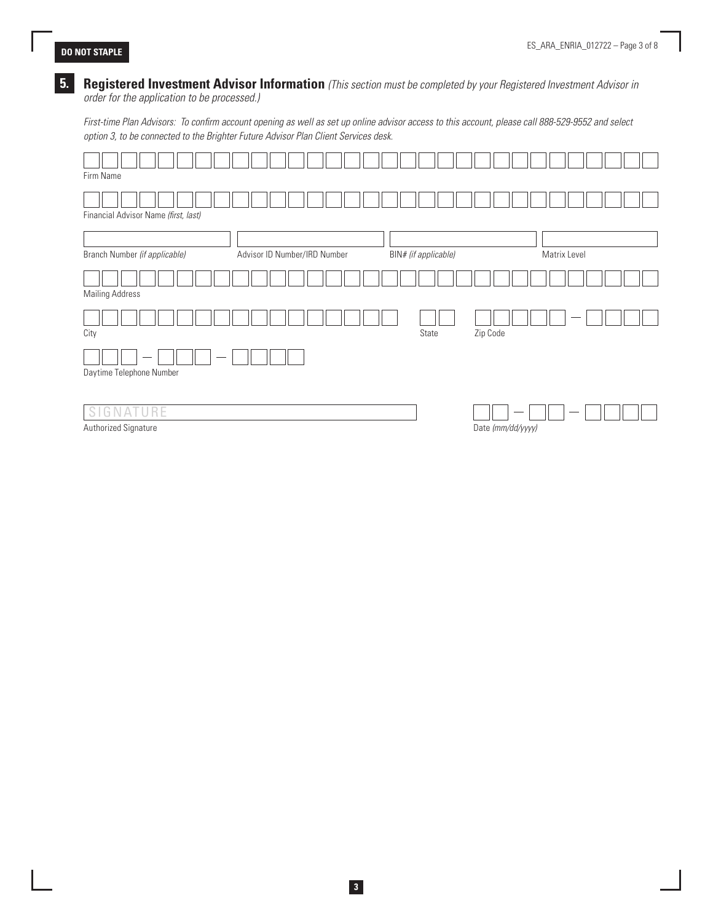**DO NOT STAPLE**

## 5. Registered Investment Advisor Information *(This section must be completed by your Registered Investment Advisor in order for the application to be processed.)*

*First-time Plan Advisors: To confirm account opening as well as set up online advisor access to this account, please call 888-529-9552 and select option 3, to be connected to the Brighter Future Advisor Plan Client Services desk.*

Firm Name

Financial Advisor Name *(first, last)*

Branch Number *(if applicable)*

Advisor ID Number/IRD Number

BIN# *(if applicable)*

Matrix Level

Mailing Address

City

State

Zip Code

Daytime Telephone Number

SIGNATURE

Authorized Signature

Date *(mm/dd/yyyy)*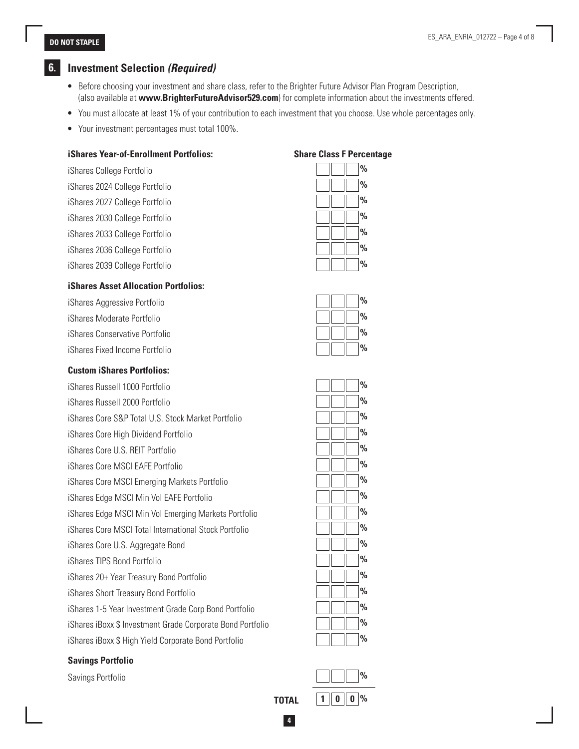**DO NOT STAPLE**

## 6. Investment Selection *(Required)*

- Before choosing your investment and share class, refer to the Brighter Future Advisor Plan Program Description, (also available at **www.BrighterFutureAdvisor529.com**) for complete information about the investments offered.
- You must allocate at least 1% of your contribution to each investment that you choose. Use whole percentages only.
- Your investment percentages must total 100%.

| **iShares Year-of-Enrollment Portfolios:** | **Share Class F Percentage** |
|---|---|
| iShares College Portfolio | % |
| iShares 2024 College Portfolio | % |
| iShares 2027 College Portfolio | % |
| iShares 2030 College Portfolio | % |
| iShares 2033 College Portfolio | % |
| iShares 2036 College Portfolio | % |
| iShares 2039 College Portfolio | % |
| **iShares Asset Allocation Portfolios:** | |
| iShares Aggressive Portfolio | % |
| iShares Moderate Portfolio | % |
| iShares Conservative Portfolio | % |
| iShares Fixed Income Portfolio | % |
| **Custom iShares Portfolios:** | |
| iShares Russell 1000 Portfolio | % |
| iShares Russell 2000 Portfolio | % |
| iShares Core S&P Total U.S. Stock Market Portfolio | % |
| iShares Core High Dividend Portfolio | % |
| iShares Core U.S. REIT Portfolio | % |
| iShares Core MSCI EAFE Portfolio | % |
| iShares Core MSCI Emerging Markets Portfolio | % |
| iShares Edge MSCI Min Vol EAFE Portfolio | % |
| iShares Edge MSCI Min Vol Emerging Markets Portfolio | % |
| iShares Core MSCI Total International Stock Portfolio | % |
| iShares Core U.S. Aggregate Bond | % |
| iShares TIPS Bond Portfolio | % |
| iShares 20+ Year Treasury Bond Portfolio | % |
| iShares Short Treasury Bond Portfolio | % |
| iShares 1-5 Year Investment Grade Corp Bond Portfolio | % |
| iShares iBoxx $ Investment Grade Corporate Bond Portfolio | % |
| iShares iBoxx $ High Yield Corporate Bond Portfolio | % |
| **Savings Portfolio** | |
| Savings Portfolio | % |
| **TOTAL** | **100%** |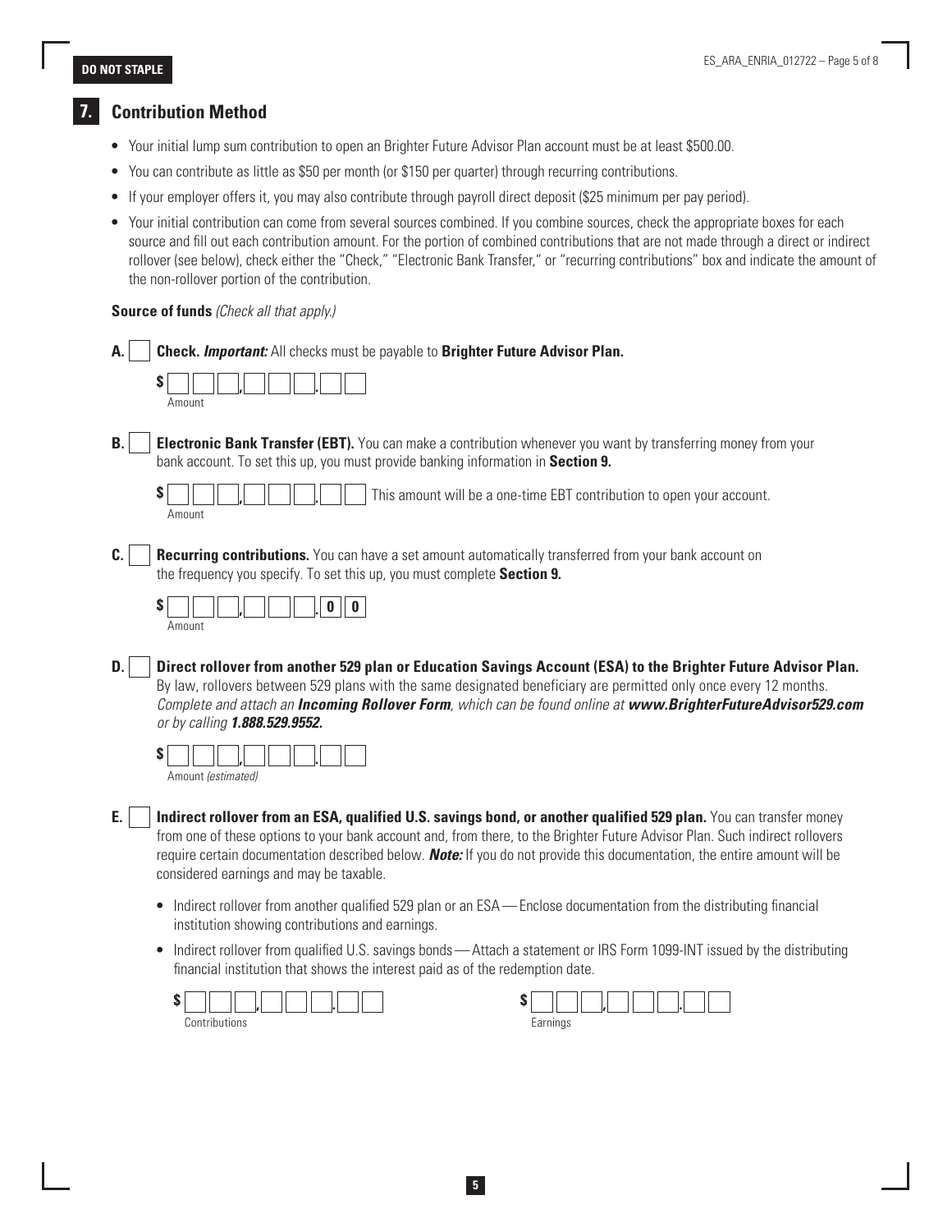## 7. Contribution Method

- Your initial lump sum contribution to open an Brighter Future Advisor Plan account must be at least $500.00.
- You can contribute as little as $50 per month (or $150 per quarter) through recurring contributions.
- If your employer offers it, you may also contribute through payroll direct deposit ($25 minimum per pay period).
- Your initial contribution can come from several sources combined. If you combine sources, check the appropriate boxes for each source and fill out each contribution amount. For the portion of combined contributions that are not made through a direct or indirect rollover (see below), check either the "Check," "Electronic Bank Transfer," or "recurring contributions" box and indicate the amount of the non-rollover portion of the contribution.

**Source of funds** *(Check all that apply.)*

**A.** ☐ **Check.** ***Important:*** All checks must be payable to **Brighter Future Advisor Plan.**

$ ___ , ___ . ___
Amount

**B.** ☐ **Electronic Bank Transfer (EBT).** You can make a contribution whenever you want by transferring money from your bank account. To set this up, you must provide banking information in **Section 9.**

$ ___ , ___ . ___ This amount will be a one-time EBT contribution to open your account.
Amount

**C.** ☐ **Recurring contributions.** You can have a set amount automatically transferred from your bank account on the frequency you specify. To set this up, you must complete **Section 9.**

$ ___ , ___ . 0 0
Amount

**D.** ☐ **Direct rollover from another 529 plan or Education Savings Account (ESA) to the Brighter Future Advisor Plan.** By law, rollovers between 529 plans with the same designated beneficiary are permitted only once every 12 months. *Complete and attach an* ***Incoming Rollover Form****, which can be found online at* ***www.BrighterFutureAdvisor529.com*** *or by calling* ***1.888.529.9552.***

$ ___ , ___ . ___
Amount *(estimated)*

**E.** ☐ **Indirect rollover from an ESA, qualified U.S. savings bond, or another qualified 529 plan.** You can transfer money from one of these options to your bank account and, from there, to the Brighter Future Advisor Plan. Such indirect rollovers require certain documentation described below. ***Note:*** If you do not provide this documentation, the entire amount will be considered earnings and may be taxable.

- Indirect rollover from another qualified 529 plan or an ESA — Enclose documentation from the distributing financial institution showing contributions and earnings.
- Indirect rollover from qualified U.S. savings bonds — Attach a statement or IRS Form 1099-INT issued by the distributing financial institution that shows the interest paid as of the redemption date.

$ ___ , ___ . ___
Contributions

$ ___ , ___ . ___
Earnings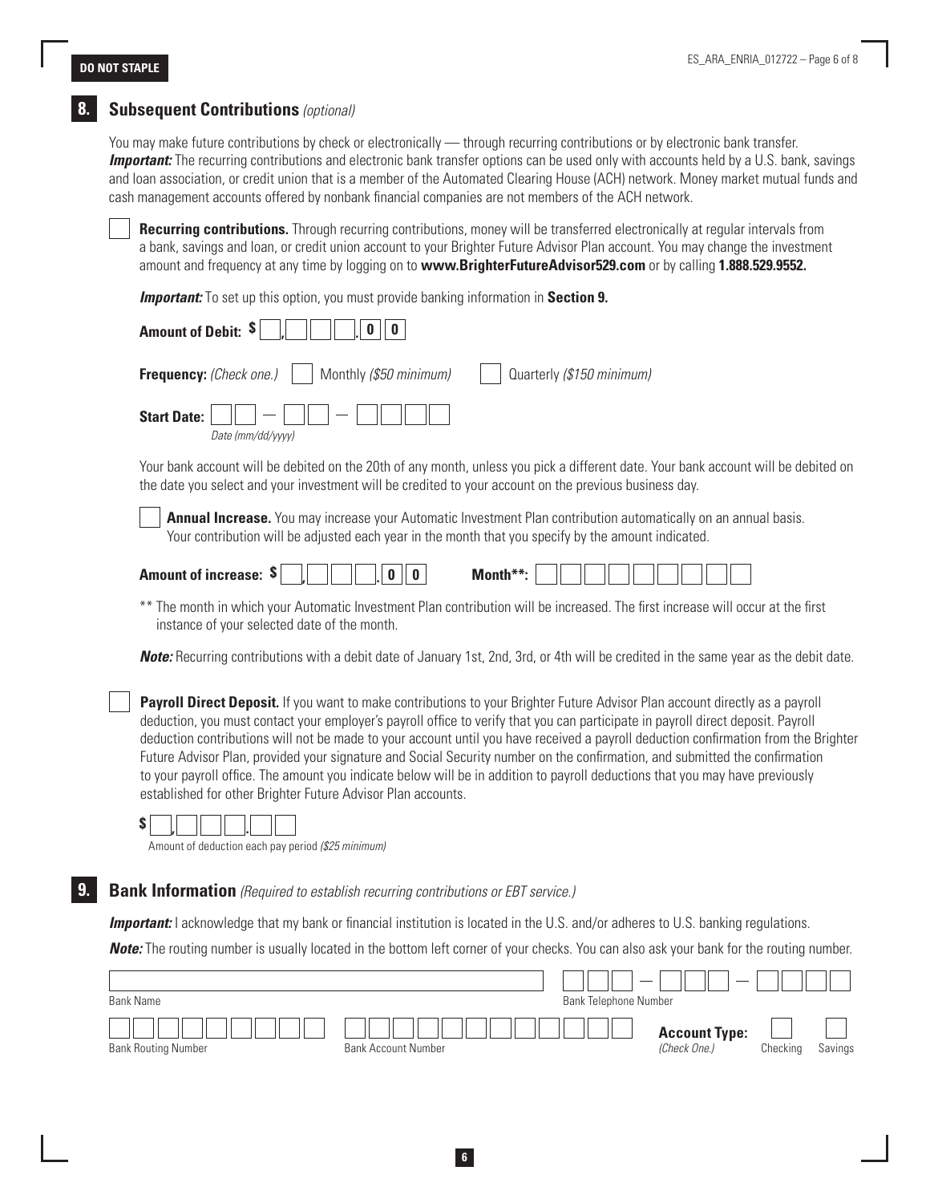DO NOT STAPLE

## 8. Subsequent Contributions *(optional)*

You may make future contributions by check or electronically — through recurring contributions or by electronic bank transfer. ***Important:*** The recurring contributions and electronic bank transfer options can be used only with accounts held by a U.S. bank, savings and loan association, or credit union that is a member of the Automated Clearing House (ACH) network. Money market mutual funds and cash management accounts offered by nonbank financial companies are not members of the ACH network.

☐ **Recurring contributions.** Through recurring contributions, money will be transferred electronically at regular intervals from a bank, savings and loan, or credit union account to your Brighter Future Advisor Plan account. You may change the investment amount and frequency at any time by logging on to **www.BrighterFutureAdvisor529.com** or by calling **1.888.529.9552.**

***Important:*** To set up this option, you must provide banking information in **Section 9.**

**Amount of Debit:** $ ___,___ ___ ___.0 0

**Frequency:** *(Check one.)* ☐ Monthly *($50 minimum)* ☐ Quarterly *($150 minimum)*

**Start Date:** ___ ___ – ___ ___ – ___ ___ ___ ___
*Date (mm/dd/yyyy)*

Your bank account will be debited on the 20th of any month, unless you pick a different date. Your bank account will be debited on the date you select and your investment will be credited to your account on the previous business day.

☐ **Annual Increase.** You may increase your Automatic Investment Plan contribution automatically on an annual basis. Your contribution will be adjusted each year in the month that you specify by the amount indicated.

**Amount of increase:** $ ___,___ ___ ___.0 0 **Month\*\*:** ________________

\*\* The month in which your Automatic Investment Plan contribution will be increased. The first increase will occur at the first instance of your selected date of the month.

***Note:*** Recurring contributions with a debit date of January 1st, 2nd, 3rd, or 4th will be credited in the same year as the debit date.

☐ **Payroll Direct Deposit.** If you want to make contributions to your Brighter Future Advisor Plan account directly as a payroll deduction, you must contact your employer's payroll office to verify that you can participate in payroll direct deposit. Payroll deduction contributions will not be made to your account until you have received a payroll deduction confirmation from the Brighter Future Advisor Plan, provided your signature and Social Security number on the confirmation, and submitted the confirmation to your payroll office. The amount you indicate below will be in addition to payroll deductions that you may have previously established for other Brighter Future Advisor Plan accounts.

$ ___,___ ___ ___.___ ___
Amount of deduction each pay period *($25 minimum)*

## 9. Bank Information *(Required to establish recurring contributions or EBT service.)*

***Important:*** I acknowledge that my bank or financial institution is located in the U.S. and/or adheres to U.S. banking regulations.

***Note:*** The routing number is usually located in the bottom left corner of your checks. You can also ask your bank for the routing number.

Bank Name: ______________________________ Bank Telephone Number: ___ ___ ___ – ___ ___ ___ – ___ ___ ___ ___

Bank Routing Number: ______________ Bank Account Number: ____________________ **Account Type:** *(Check One.)* ☐ Checking ☐ Savings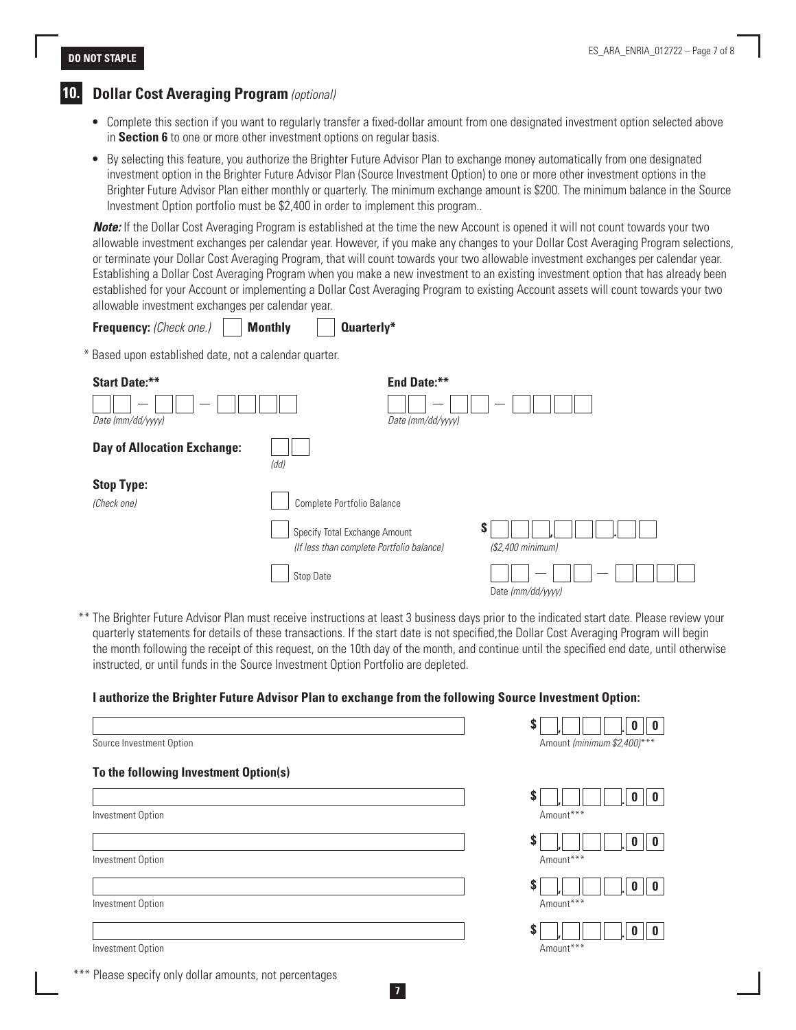DO NOT STAPLE

## 10. Dollar Cost Averaging Program *(optional)*

- Complete this section if you want to regularly transfer a fixed-dollar amount from one designated investment option selected above in **Section 6** to one or more other investment options on regular basis.
- By selecting this feature, you authorize the Brighter Future Advisor Plan to exchange money automatically from one designated investment option in the Brighter Future Advisor Plan (Source Investment Option) to one or more other investment options in the Brighter Future Advisor Plan either monthly or quarterly. The minimum exchange amount is $200. The minimum balance in the Source Investment Option portfolio must be $2,400 in order to implement this program..

***Note:*** If the Dollar Cost Averaging Program is established at the time the new Account is opened it will not count towards your two allowable investment exchanges per calendar year. However, if you make any changes to your Dollar Cost Averaging Program selections, or terminate your Dollar Cost Averaging Program, that will count towards your two allowable investment exchanges per calendar year. Establishing a Dollar Cost Averaging Program when you make a new investment to an existing investment option that has already been established for your Account or implementing a Dollar Cost Averaging Program to existing Account assets will count towards your two allowable investment exchanges per calendar year.

**Frequency:** *(Check one.)* ☐ **Monthly** ☐ **Quarterly***

\* Based upon established date, not a calendar quarter.

**Start Date:**\*\* ☐☐ – ☐☐ – ☐☐☐☐
*Date (mm/dd/yyyy)*

**End Date:**\*\* ☐☐ – ☐☐ – ☐☐☐☐
*Date (mm/dd/yyyy)*

**Day of Allocation Exchange:** ☐☐
*(dd)*

**Stop Type:**
*(Check one)*

☐ Complete Portfolio Balance

☐ Specify Total Exchange Amount *(If less than complete Portfolio balance)* $ ☐☐,☐☐☐.☐☐ *($2,400 minimum)*

☐ Stop Date ☐☐ – ☐☐ – ☐☐☐☐ Date *(mm/dd/yyyy)*

\*\* The Brighter Future Advisor Plan must receive instructions at least 3 business days prior to the indicated start date. Please review your quarterly statements for details of these transactions. If the start date is not specified,the Dollar Cost Averaging Program will begin the month following the receipt of this request, on the 10th day of the month, and continue until the specified end date, until otherwise instructed, or until funds in the Source Investment Option Portfolio are depleted.

**I authorize the Brighter Future Advisor Plan to exchange from the following Source Investment Option:**

| Source Investment Option | Amount *(minimum $2,400)*\*\*\* |
| --- | --- |
| | $ ☐,☐☐☐.0 0 |

**To the following Investment Option(s)**

| Investment Option | Amount\*\*\* |
| --- | --- |
| | $ ☐,☐☐☐.0 0 |
| | $ ☐,☐☐☐.0 0 |
| | $ ☐,☐☐☐.0 0 |
| | $ ☐,☐☐☐.0 0 |

\*\*\* Please specify only dollar amounts, not percentages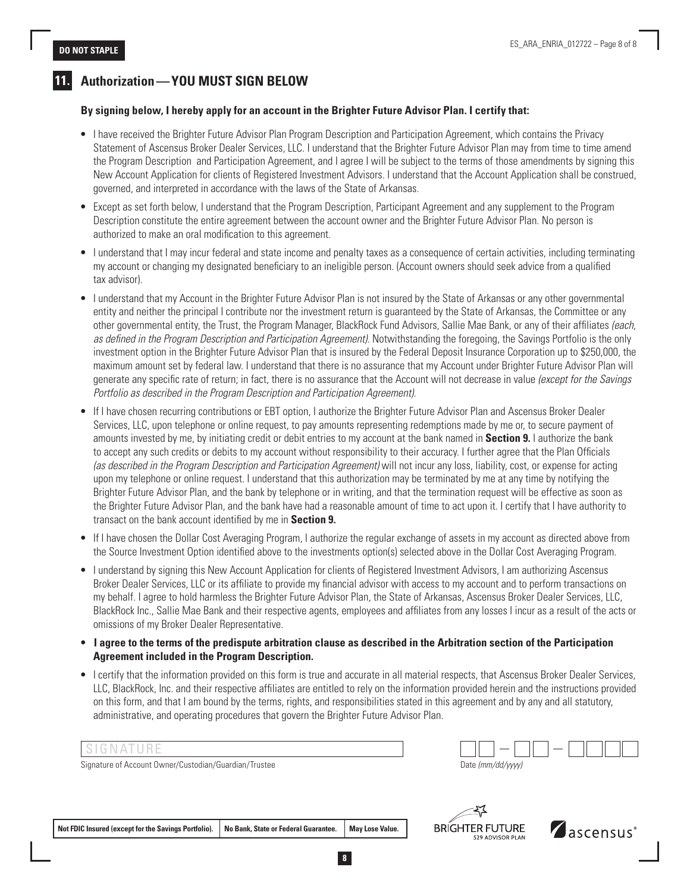DO NOT STAPLE

## 11. Authorization — YOU MUST SIGN BELOW

**By signing below, I hereby apply for an account in the Brighter Future Advisor Plan. I certify that:**

- I have received the Brighter Future Advisor Plan Program Description and Participation Agreement, which contains the Privacy Statement of Ascensus Broker Dealer Services, LLC. I understand that the Brighter Future Advisor Plan may from time to time amend the Program Description and Participation Agreement, and I agree I will be subject to the terms of those amendments by signing this New Account Application for clients of Registered Investment Advisors. I understand that the Account Application shall be construed, governed, and interpreted in accordance with the laws of the State of Arkansas.
- Except as set forth below, I understand that the Program Description, Participant Agreement and any supplement to the Program Description constitute the entire agreement between the account owner and the Brighter Future Advisor Plan. No person is authorized to make an oral modification to this agreement.
- I understand that I may incur federal and state income and penalty taxes as a consequence of certain activities, including terminating my account or changing my designated beneficiary to an ineligible person. (Account owners should seek advice from a qualified tax advisor).
- I understand that my Account in the Brighter Future Advisor Plan is not insured by the State of Arkansas or any other governmental entity and neither the principal I contribute nor the investment return is guaranteed by the State of Arkansas, the Committee or any other governmental entity, the Trust, the Program Manager, BlackRock Fund Advisors, Sallie Mae Bank, or any of their affiliates *(each, as defined in the Program Description and Participation Agreement)*. Notwithstanding the foregoing, the Savings Portfolio is the only investment option in the Brighter Future Advisor Plan that is insured by the Federal Deposit Insurance Corporation up to $250,000, the maximum amount set by federal law. I understand that there is no assurance that my Account under Brighter Future Advisor Plan will generate any specific rate of return; in fact, there is no assurance that the Account will not decrease in value *(except for the Savings Portfolio as described in the Program Description and Participation Agreement)*.
- If I have chosen recurring contributions or EBT option, I authorize the Brighter Future Advisor Plan and Ascensus Broker Dealer Services, LLC, upon telephone or online request, to pay amounts representing redemptions made by me or, to secure payment of amounts invested by me, by initiating credit or debit entries to my account at the bank named in **Section 9.** I authorize the bank to accept any such credits or debits to my account without responsibility to their accuracy. I further agree that the Plan Officials *(as described in the Program Description and Participation Agreement)* will not incur any loss, liability, cost, or expense for acting upon my telephone or online request. I understand that this authorization may be terminated by me at any time by notifying the Brighter Future Advisor Plan, and the bank by telephone or in writing, and that the termination request will be effective as soon as the Brighter Future Advisor Plan, and the bank have had a reasonable amount of time to act upon it. I certify that I have authority to transact on the bank account identified by me in **Section 9.**
- If I have chosen the Dollar Cost Averaging Program, I authorize the regular exchange of assets in my account as directed above from the Source Investment Option identified above to the investments option(s) selected above in the Dollar Cost Averaging Program.
- I understand by signing this New Account Application for clients of Registered Investment Advisors, I am authorizing Ascensus Broker Dealer Services, LLC or its affiliate to provide my financial advisor with access to my account and to perform transactions on my behalf. I agree to hold harmless the Brighter Future Advisor Plan, the State of Arkansas, Ascensus Broker Dealer Services, LLC, BlackRock Inc., Sallie Mae Bank and their respective agents, employees and affiliates from any losses I incur as a result of the acts or omissions of my Broker Dealer Representative.
- **I agree to the terms of the predispute arbitration clause as described in the Arbitration section of the Participation Agreement included in the Program Description.**
- I certify that the information provided on this form is true and accurate in all material respects, that Ascensus Broker Dealer Services, LLC, BlackRock, Inc. and their respective affiliates are entitled to rely on the information provided herein and the instructions provided on this form, and that I am bound by the terms, rights, and responsibilities stated in this agreement and by any and all statutory, administrative, and operating procedures that govern the Brighter Future Advisor Plan.

SIGNATURE

Signature of Account Owner/Custodian/Guardian/Trustee

Date *(mm/dd/yyyy)*

| Not FDIC Insured (except for the Savings Portfolio). | No Bank, State or Federal Guarantee. | May Lose Value. |
|---|---|---|

BRIGHTER FUTURE 529 ADVISOR PLAN

ascensus®